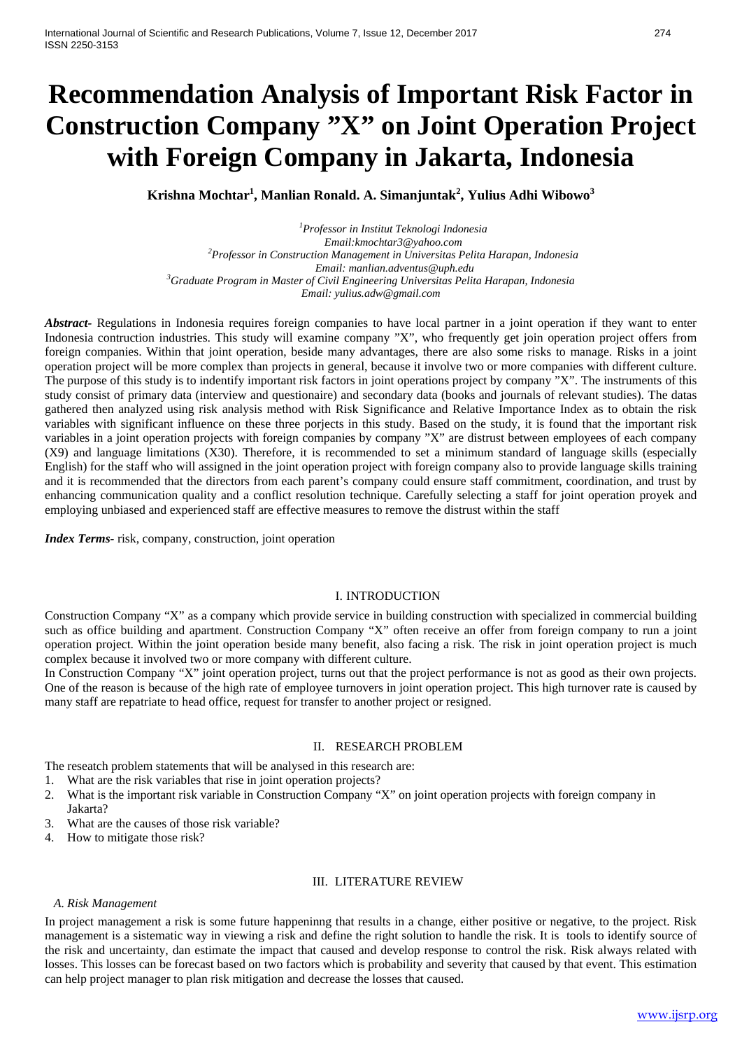# Recommendation Analysis of Important Risk Factor in Construction Company ”X” on Joint Operation Project with Foreign Company in Jakarta, Indonesia

**Krishna Mochtar[1], Manlian Ronald. A. Simanjuntak[2], Yulius Adhi Wibowo[3]**

*[1]Professor in Institut Teknologi Indonesia*
*Email:kmochtar3@yahoo.com*
*[2]Professor in Construction Management in Universitas Pelita Harapan, Indonesia*
*Email: manlian.adventus@uph.edu*
*[3]Graduate Program in Master of Civil Engineering Universitas Pelita Harapan, Indonesia*
*Email: yulius.adw@gmail.com*

***Abstract-*** Regulations in Indonesia requires foreign companies to have local partner in a joint operation if they want to enter Indonesia contruction industries. This study will examine company ”X”, who frequently get join operation project offers from foreign companies. Within that joint operation, beside many advantages, there are also some risks to manage. Risks in a joint operation project will be more complex than projects in general, because it involve two or more companies with different culture. The purpose of this study is to indentify important risk factors in joint operations project by company ”X”. The instruments of this study consist of primary data (interview and questionaire) and secondary data (books and journals of relevant studies). The datas gathered then analyzed using risk analysis method with Risk Significance and Relative Importance Index as to obtain the risk variables with significant influence on these three porjects in this study. Based on the study, it is found that the important risk variables in a joint operation projects with foreign companies by company ”X” are distrust between employees of each company (X9) and language limitations (X30). Therefore, it is recommended to set a minimum standard of language skills (especially English) for the staff who will assigned in the joint operation project with foreign company also to provide language skills training and it is recommended that the directors from each parent’s company could ensure staff commitment, coordination, and trust by enhancing communication quality and a conflict resolution technique. Carefully selecting a staff for joint operation proyek and employing unbiased and experienced staff are effective measures to remove the distrust within the staff

***Index Terms-*** risk, company, construction, joint operation

## I. INTRODUCTION

Construction Company “X” as a company which provide service in building construction with specialized in commercial building such as office building and apartment. Construction Company “X” often receive an offer from foreign company to run a joint operation project. Within the joint operation beside many benefit, also facing a risk. The risk in joint operation project is much complex because it involved two or more company with different culture.

In Construction Company “X” joint operation project, turns out that the project performance is not as good as their own projects. One of the reason is because of the high rate of employee turnovers in joint operation project. This high turnover rate is caused by many staff are repatriate to head office, request for transfer to another project or resigned.

## II. RESEARCH PROBLEM

The reseatch problem statements that will be analysed in this research are:

1. What are the risk variables that rise in joint operation projects?
2. What is the important risk variable in Construction Company “X” on joint operation projects with foreign company in Jakarta?
3. What are the causes of those risk variable?
4. How to mitigate those risk?

## III. LITERATURE REVIEW

### *A. Risk Management*

In project management a risk is some future happeninng that results in a change, either positive or negative, to the project. Risk management is a sistematic way in viewing a risk and define the right solution to handle the risk. It is tools to identify source of the risk and uncertainty, dan estimate the impact that caused and develop response to control the risk. Risk always related with losses. This losses can be forecast based on two factors which is probability and severity that caused by that event. This estimation can help project manager to plan risk mitigation and decrease the losses that caused.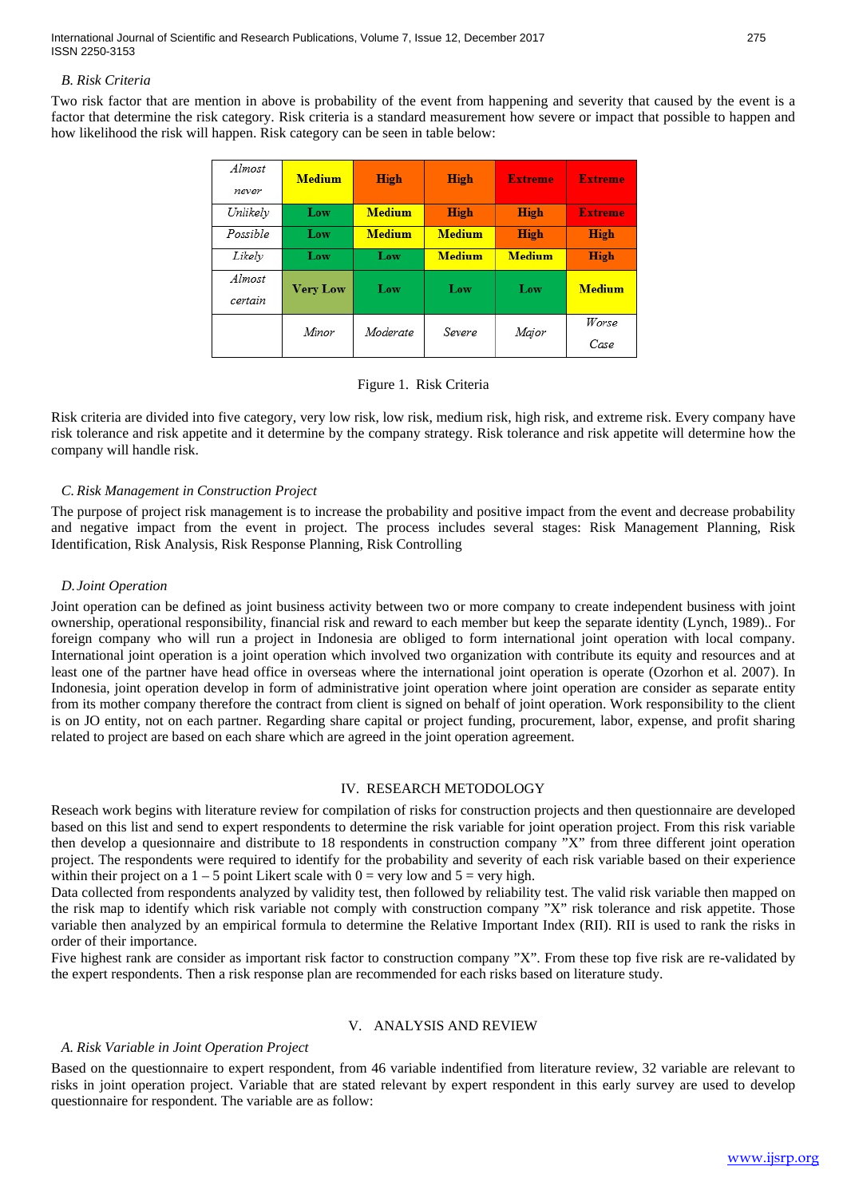*B. Risk Criteria*

Two risk factor that are mention in above is probability of the event from happening and severity that caused by the event is a factor that determine the risk category. Risk criteria is a standard measurement how severe or impact that possible to happen and how likelihood the risk will happen. Risk category can be seen in table below:

| | | | | | |
|---|---|---|---|---|---|
| *Almost never* | **Medium** | **High** | **High** | **Extreme** | **Extreme** |
| *Unlikely* | **Low** | **Medium** | **High** | **High** | **Extreme** |
| *Possible* | **Low** | **Medium** | **Medium** | **High** | **High** |
| *Likely* | **Low** | **Low** | **Medium** | **Medium** | **High** |
| *Almost certain* | **Very Low** | **Low** | **Low** | **Low** | **Medium** |
| | *Minor* | *Moderate* | *Severe* | *Major* | *Worse Case* |

Figure 1. Risk Criteria

Risk criteria are divided into five category, very low risk, low risk, medium risk, high risk, and extreme risk. Every company have risk tolerance and risk appetite and it determine by the company strategy. Risk tolerance and risk appetite will determine how the company will handle risk.

*C. Risk Management in Construction Project*

The purpose of project risk management is to increase the probability and positive impact from the event and decrease probability and negative impact from the event in project. The process includes several stages: Risk Management Planning, Risk Identification, Risk Analysis, Risk Response Planning, Risk Controlling

*D. Joint Operation*

Joint operation can be defined as joint business activity between two or more company to create independent business with joint ownership, operational responsibility, financial risk and reward to each member but keep the separate identity (Lynch, 1989).. For foreign company who will run a project in Indonesia are obliged to form international joint operation with local company. International joint operation is a joint operation which involved two organization with contribute its equity and resources and at least one of the partner have head office in overseas where the international joint operation is operate (Ozorhon et al. 2007). In Indonesia, joint operation develop in form of administrative joint operation where joint operation are consider as separate entity from its mother company therefore the contract from client is signed on behalf of joint operation. Work responsibility to the client is on JO entity, not on each partner. Regarding share capital or project funding, procurement, labor, expense, and profit sharing related to project are based on each share which are agreed in the joint operation agreement.

## IV. RESEARCH METODOLOGY

Reseach work begins with literature review for compilation of risks for construction projects and then questionnaire are developed based on this list and send to expert respondents to determine the risk variable for joint operation project. From this risk variable then develop a quesionnaire and distribute to 18 respondents in construction company "X" from three different joint operation project. The respondents were required to identify for the probability and severity of each risk variable based on their experience within their project on a 1 – 5 point Likert scale with 0 = very low and 5 = very high.

Data collected from respondents analyzed by validity test, then followed by reliability test. The valid risk variable then mapped on the risk map to identify which risk variable not comply with construction company "X" risk tolerance and risk appetite. Those variable then analyzed by an empirical formula to determine the Relative Important Index (RII). RII is used to rank the risks in order of their importance.

Five highest rank are consider as important risk factor to construction company "X". From these top five risk are re-validated by the expert respondents. Then a risk response plan are recommended for each risks based on literature study.

## V. ANALYSIS AND REVIEW

*A. Risk Variable in Joint Operation Project*

Based on the questionnaire to expert respondent, from 46 variable indentified from literature review, 32 variable are relevant to risks in joint operation project. Variable that are stated relevant by expert respondent in this early survey are used to develop questionnaire for respondent. The variable are as follow: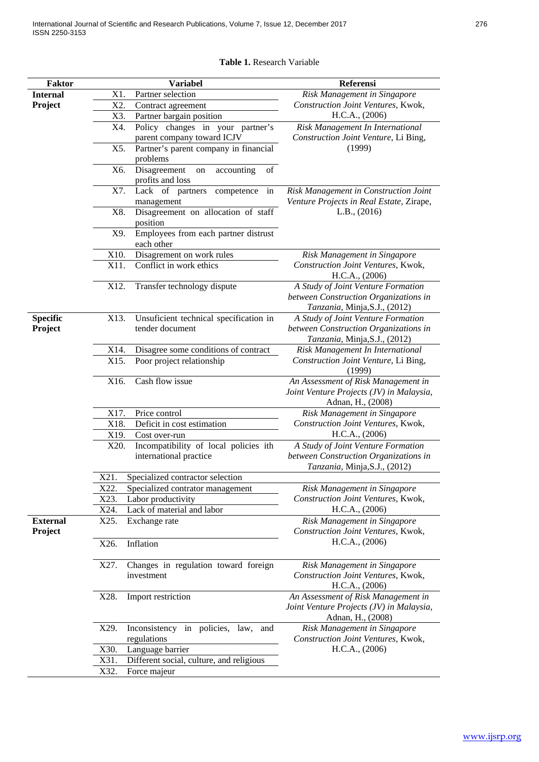**Table 1.** Research Variable

| Faktor | Variabel | Referensi |
|---|---|---|
| **Internal Project** | X1. Partner selection | *Risk Management in Singapore Construction Joint Ventures*, Kwok, H.C.A., (2006) |
| | X2. Contract agreement | |
| | X3. Partner bargain position | |
| | X4. Policy changes in your partner's parent company toward ICJV | *Risk Management In International Construction Joint Venture*, Li Bing, (1999) |
| | X5. Partner's parent company in financial problems | |
| | X6. Disagreement on accounting of profits and loss | |
| | X7. Lack of partners competence in management | *Risk Management in Construction Joint Venture Projects in Real Estate*, Zirape, L.B., (2016) |
| | X8. Disagreement on allocation of staff position | |
| | X9. Employees from each partner distrust each other | |
| | X10. Disagrement on work rules | *Risk Management in Singapore Construction Joint Ventures*, Kwok, H.C.A., (2006) |
| | X11. Conflict in work ethics | |
| | X12. Transfer technology dispute | *A Study of Joint Venture Formation between Construction Organizations in Tanzania*, Minja,S.J., (2012) |
| **Specific Project** | X13. Unsuficient technical specification in tender document | *A Study of Joint Venture Formation between Construction Organizations in Tanzania*, Minja,S.J., (2012) |
| | X14. Disagree some conditions of contract | *Risk Management In International Construction Joint Venture*, Li Bing, (1999) |
| | X15. Poor project relationship | |
| | X16. Cash flow issue | *An Assessment of Risk Management in Joint Venture Projects (JV) in Malaysia*, Adnan, H., (2008) |
| | X17. Price control | *Risk Management in Singapore Construction Joint Ventures*, Kwok, H.C.A., (2006) |
| | X18. Deficit in cost estimation | |
| | X19. Cost over-run | |
| | X20. Incompatibility of local policies ith international practice | *A Study of Joint Venture Formation between Construction Organizations in Tanzania*, Minja,S.J., (2012) |
| | X21. Specialized contractor selection | |
| | X22. Specialized contrator management | *Risk Management in Singapore Construction Joint Ventures*, Kwok, H.C.A., (2006) |
| | X23. Labor productivity | |
| | X24. Lack of material and labor | |
| **External Project** | X25. Exchange rate | *Risk Management in Singapore Construction Joint Ventures*, Kwok, H.C.A., (2006) |
| | X26. Inflation | |
| | X27. Changes in regulation toward foreign investment | *Risk Management in Singapore Construction Joint Ventures*, Kwok, H.C.A., (2006) |
| | X28. Import restriction | *An Assessment of Risk Management in Joint Venture Projects (JV) in Malaysia*, Adnan, H., (2008) |
| | X29. Inconsistency in policies, law, and regulations | *Risk Management in Singapore Construction Joint Ventures*, Kwok, H.C.A., (2006) |
| | X30. Language barrier | |
| | X31. Different social, culture, and religious | |
| | X32. Force majeur | |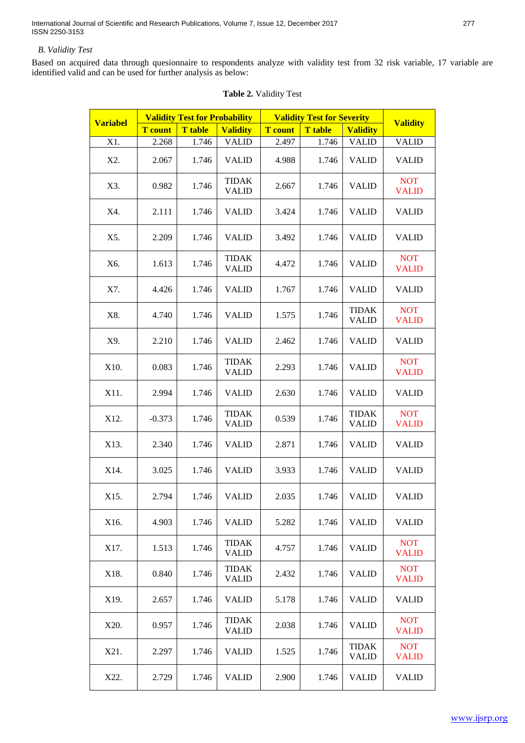### B. Validity Test

Based on acquired data through quesionnaire to respondents analyze with validity test from 32 risk variable, 17 variable are identified valid and can be used for further analysis as below:

**Table 2.** Validity Test

| Variabel | Validity Test for Probability | | | Validity Test for Severity | | | Validity |
|---|---|---|---|---|---|---|---|
| | T count | T table | Validity | T count | T table | Validity | |
| X1. | 2.268 | 1.746 | VALID | 2.497 | 1.746 | VALID | VALID |
| X2. | 2.067 | 1.746 | VALID | 4.988 | 1.746 | VALID | VALID |
| X3. | 0.982 | 1.746 | TIDAK VALID | 2.667 | 1.746 | VALID | NOT VALID |
| X4. | 2.111 | 1.746 | VALID | 3.424 | 1.746 | VALID | VALID |
| X5. | 2.209 | 1.746 | VALID | 3.492 | 1.746 | VALID | VALID |
| X6. | 1.613 | 1.746 | TIDAK VALID | 4.472 | 1.746 | VALID | NOT VALID |
| X7. | 4.426 | 1.746 | VALID | 1.767 | 1.746 | VALID | VALID |
| X8. | 4.740 | 1.746 | VALID | 1.575 | 1.746 | TIDAK VALID | NOT VALID |
| X9. | 2.210 | 1.746 | VALID | 2.462 | 1.746 | VALID | VALID |
| X10. | 0.083 | 1.746 | TIDAK VALID | 2.293 | 1.746 | VALID | NOT VALID |
| X11. | 2.994 | 1.746 | VALID | 2.630 | 1.746 | VALID | VALID |
| X12. | -0.373 | 1.746 | TIDAK VALID | 0.539 | 1.746 | TIDAK VALID | NOT VALID |
| X13. | 2.340 | 1.746 | VALID | 2.871 | 1.746 | VALID | VALID |
| X14. | 3.025 | 1.746 | VALID | 3.933 | 1.746 | VALID | VALID |
| X15. | 2.794 | 1.746 | VALID | 2.035 | 1.746 | VALID | VALID |
| X16. | 4.903 | 1.746 | VALID | 5.282 | 1.746 | VALID | VALID |
| X17. | 1.513 | 1.746 | TIDAK VALID | 4.757 | 1.746 | VALID | NOT VALID |
| X18. | 0.840 | 1.746 | TIDAK VALID | 2.432 | 1.746 | VALID | NOT VALID |
| X19. | 2.657 | 1.746 | VALID | 5.178 | 1.746 | VALID | VALID |
| X20. | 0.957 | 1.746 | TIDAK VALID | 2.038 | 1.746 | VALID | NOT VALID |
| X21. | 2.297 | 1.746 | VALID | 1.525 | 1.746 | TIDAK VALID | NOT VALID |
| X22. | 2.729 | 1.746 | VALID | 2.900 | 1.746 | VALID | VALID |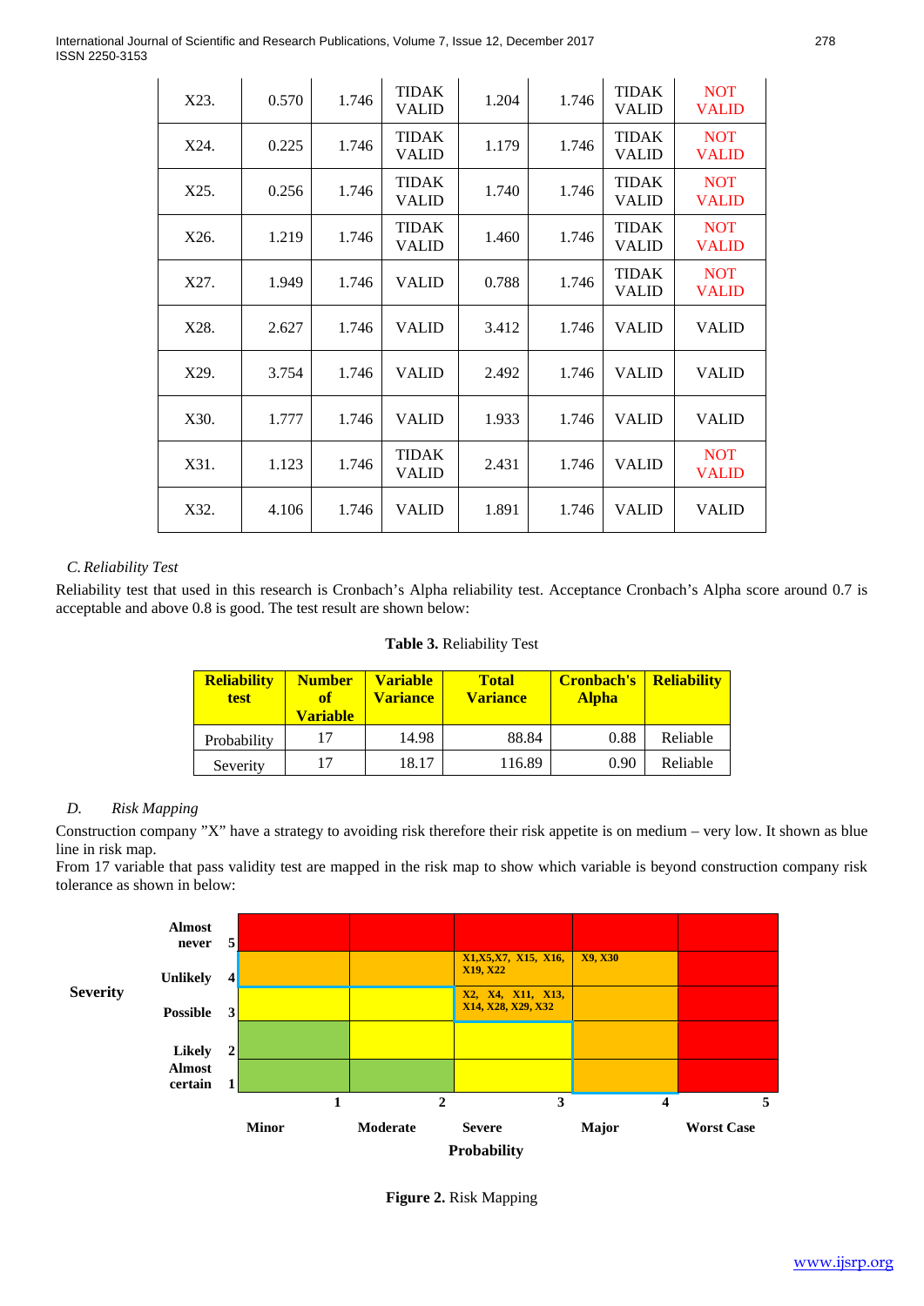| X23. | 0.570 | 1.746 | TIDAK VALID | 1.204 | 1.746 | TIDAK VALID | NOT VALID |
|---|---|---|---|---|---|---|---|
| X24. | 0.225 | 1.746 | TIDAK VALID | 1.179 | 1.746 | TIDAK VALID | NOT VALID |
| X25. | 0.256 | 1.746 | TIDAK VALID | 1.740 | 1.746 | TIDAK VALID | NOT VALID |
| X26. | 1.219 | 1.746 | TIDAK VALID | 1.460 | 1.746 | TIDAK VALID | NOT VALID |
| X27. | 1.949 | 1.746 | VALID | 0.788 | 1.746 | TIDAK VALID | NOT VALID |
| X28. | 2.627 | 1.746 | VALID | 3.412 | 1.746 | VALID | VALID |
| X29. | 3.754 | 1.746 | VALID | 2.492 | 1.746 | VALID | VALID |
| X30. | 1.777 | 1.746 | VALID | 1.933 | 1.746 | VALID | VALID |
| X31. | 1.123 | 1.746 | TIDAK VALID | 2.431 | 1.746 | VALID | NOT VALID |
| X32. | 4.106 | 1.746 | VALID | 1.891 | 1.746 | VALID | VALID |

*C. Reliability Test*

Reliability test that used in this research is Cronbach's Alpha reliability test. Acceptance Cronbach's Alpha score around 0.7 is acceptable and above 0.8 is good. The test result are shown below:

**Table 3.** Reliability Test

| Reliability test | Number of Variable | Variable Variance | Total Variance | Cronbach's Alpha | Reliability |
|---|---|---|---|---|---|
| Probability | 17 | 14.98 | 88.84 | 0.88 | Reliable |
| Severity | 17 | 18.17 | 116.89 | 0.90 | Reliable |

*D. Risk Mapping*

Construction company "X" have a strategy to avoiding risk therefore their risk appetite is on medium – very low. It shown as blue line in risk map.

From 17 variable that pass validity test are mapped in the risk map to show which variable is beyond construction company risk tolerance as shown in below:

| Severity | | | 1 Minor | 2 Moderate | 3 Severe | 4 Major | 5 Worst Case |
|---|---|---|---|---|---|---|---|
| | Almost never | 5 | | | | | |
| | Unlikely | 4 | | | X1,X5,X7, X15, X16, X19, X22 | X9, X30 | |
| | Possible | 3 | | | X2, X4, X11, X13, X14, X28, X29, X32 | | |
| | Likely | 2 | | | | | |
| | Almost certain | 1 | | | | | |
| | | | | | **Probability** | | |

**Figure 2.** Risk Mapping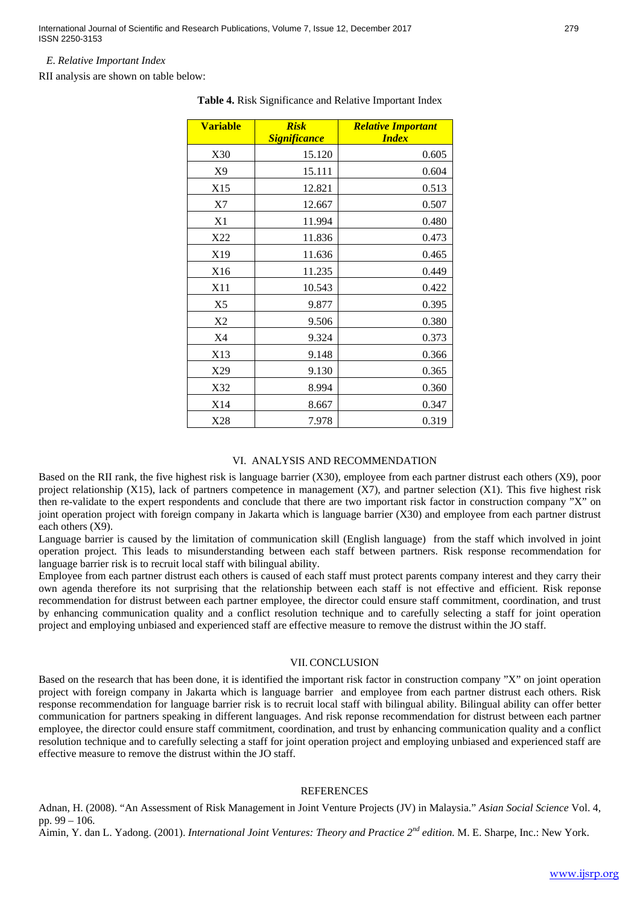*E. Relative Important Index*

RII analysis are shown on table below:

**Table 4.** Risk Significance and Relative Important Index

| **Variable** | ***Risk Significance*** | ***Relative Important Index*** |
|---|---|---|
| X30 | 15.120 | 0.605 |
| X9 | 15.111 | 0.604 |
| X15 | 12.821 | 0.513 |
| X7 | 12.667 | 0.507 |
| X1 | 11.994 | 0.480 |
| X22 | 11.836 | 0.473 |
| X19 | 11.636 | 0.465 |
| X16 | 11.235 | 0.449 |
| X11 | 10.543 | 0.422 |
| X5 | 9.877 | 0.395 |
| X2 | 9.506 | 0.380 |
| X4 | 9.324 | 0.373 |
| X13 | 9.148 | 0.366 |
| X29 | 9.130 | 0.365 |
| X32 | 8.994 | 0.360 |
| X14 | 8.667 | 0.347 |
| X28 | 7.978 | 0.319 |

## VI. ANALYSIS AND RECOMMENDATION

Based on the RII rank, the five highest risk is language barrier (X30), employee from each partner distrust each others (X9), poor project relationship (X15), lack of partners competence in management (X7), and partner selection (X1). This five highest risk then re-validate to the expert respondents and conclude that there are two important risk factor in construction company "X" on joint operation project with foreign company in Jakarta which is language barrier (X30) and employee from each partner distrust each others (X9).

Language barrier is caused by the limitation of communication skill (English language) from the staff which involved in joint operation project. This leads to misunderstanding between each staff between partners. Risk response recommendation for language barrier risk is to recruit local staff with bilingual ability.

Employee from each partner distrust each others is caused of each staff must protect parents company interest and they carry their own agenda therefore its not surprising that the relationship between each staff is not effective and efficient. Risk reponse recommendation for distrust between each partner employee, the director could ensure staff commitment, coordination, and trust by enhancing communication quality and a conflict resolution technique and to carefully selecting a staff for joint operation project and employing unbiased and experienced staff are effective measure to remove the distrust within the JO staff.

## VII. CONCLUSION

Based on the research that has been done, it is identified the important risk factor in construction company "X" on joint operation project with foreign company in Jakarta which is language barrier and employee from each partner distrust each others. Risk response recommendation for language barrier risk is to recruit local staff with bilingual ability. Bilingual ability can offer better communication for partners speaking in different languages. And risk reponse recommendation for distrust between each partner employee, the director could ensure staff commitment, coordination, and trust by enhancing communication quality and a conflict resolution technique and to carefully selecting a staff for joint operation project and employing unbiased and experienced staff are effective measure to remove the distrust within the JO staff.

## REFERENCES

Adnan, H. (2008). "An Assessment of Risk Management in Joint Venture Projects (JV) in Malaysia." *Asian Social Science* Vol. 4, pp. 99 – 106.

Aimin, Y. dan L. Yadong. (2001). *International Joint Ventures: Theory and Practice 2nd edition.* M. E. Sharpe, Inc.: New York.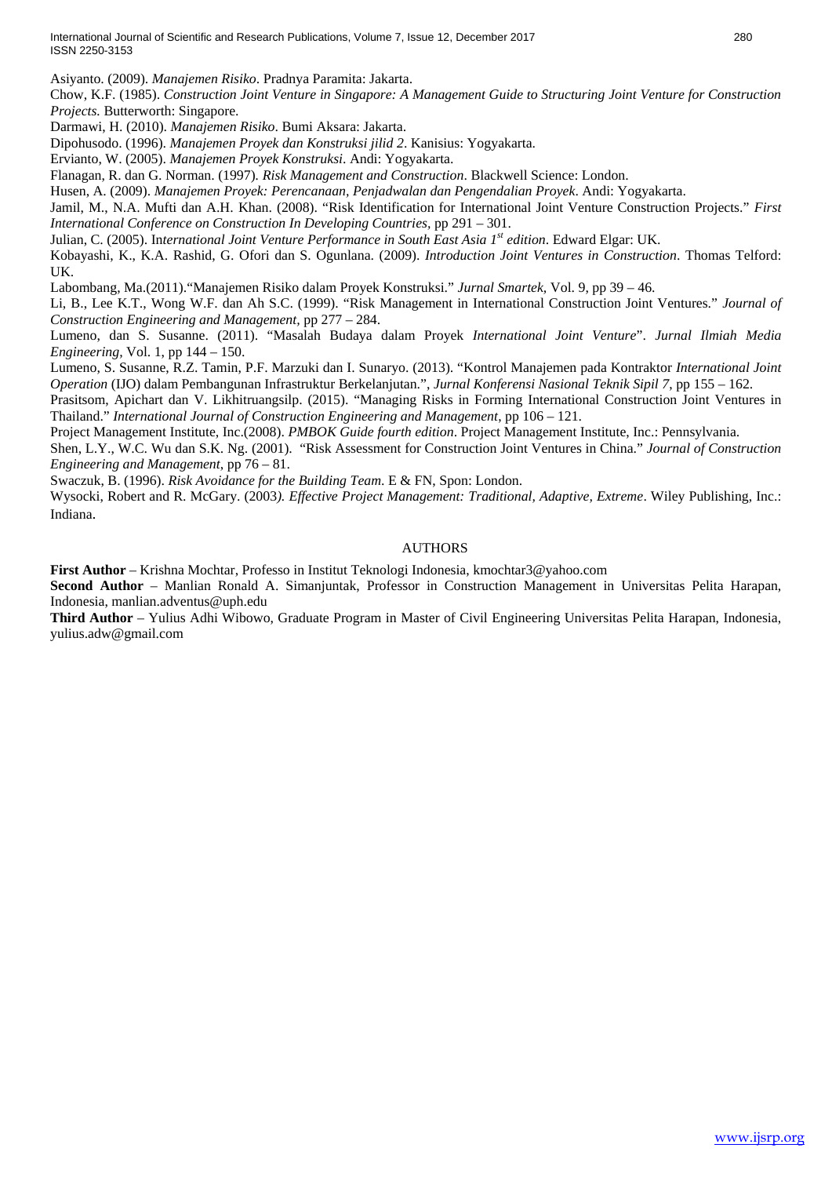Asiyanto. (2009). *Manajemen Risiko*. Pradnya Paramita: Jakarta.

Chow, K.F. (1985). *Construction Joint Venture in Singapore: A Management Guide to Structuring Joint Venture for Construction Projects.* Butterworth: Singapore.

Darmawi, H. (2010). *Manajemen Risiko*. Bumi Aksara: Jakarta.

Dipohusodo. (1996). *Manajemen Proyek dan Konstruksi jilid 2*. Kanisius: Yogyakarta.

Ervianto, W. (2005). *Manajemen Proyek Konstruksi*. Andi: Yogyakarta.

Flanagan, R. dan G. Norman. (1997). *Risk Management and Construction*. Blackwell Science: London.

Husen, A. (2009). *Manajemen Proyek: Perencanaan, Penjadwalan dan Pengendalian Proyek*. Andi: Yogyakarta.

Jamil, M., N.A. Mufti dan A.H. Khan. (2008). "Risk Identification for International Joint Venture Construction Projects." *First International Conference on Construction In Developing Countries*, pp 291 – 301.

Julian, C. (2005). I*nternational Joint Venture Performance in South East Asia 1st edition*. Edward Elgar: UK.

Kobayashi, K., K.A. Rashid, G. Ofori dan S. Ogunlana. (2009). *Introduction Joint Ventures in Construction*. Thomas Telford: UK.

Labombang, Ma.(2011)."Manajemen Risiko dalam Proyek Konstruksi." *Jurnal Smartek,* Vol. 9, pp 39 – 46.

Li, B., Lee K.T., Wong W.F. dan Ah S.C. (1999). "Risk Management in International Construction Joint Ventures." *Journal of Construction Engineering and Management,* pp 277 – 284.

Lumeno, dan S. Susanne. (2011). "Masalah Budaya dalam Proyek *International Joint Venture*". *Jurnal Ilmiah Media Engineering,* Vol. 1, pp 144 – 150.

Lumeno, S. Susanne, R.Z. Tamin, P.F. Marzuki dan I. Sunaryo. (2013). "Kontrol Manajemen pada Kontraktor *International Joint Operation* (IJO) dalam Pembangunan Infrastruktur Berkelanjutan.", *Jurnal Konferensi Nasional Teknik Sipil 7,* pp 155 – 162.

Prasitsom, Apichart dan V. Likhitruangsilp. (2015). "Managing Risks in Forming International Construction Joint Ventures in Thailand." *International Journal of Construction Engineering and Management*, pp 106 – 121.

Project Management Institute, Inc.(2008). *PMBOK Guide fourth edition*. Project Management Institute, Inc.: Pennsylvania.

Shen, L.Y., W.C. Wu dan S.K. Ng. (2001). "Risk Assessment for Construction Joint Ventures in China." *Journal of Construction Engineering and Management*, pp 76 – 81.

Swaczuk, B. (1996). *Risk Avoidance for the Building Team*. E & FN, Spon: London.

Wysocki, Robert and R. McGary. (2003*). Effective Project Management: Traditional, Adaptive, Extreme*. Wiley Publishing, Inc.: Indiana.

AUTHORS

**First Author** – Krishna Mochtar, Professo in Institut Teknologi Indonesia, kmochtar3@yahoo.com

**Second Author** – Manlian Ronald A. Simanjuntak, Professor in Construction Management in Universitas Pelita Harapan, Indonesia, manlian.adventus@uph.edu

**Third Author** – Yulius Adhi Wibowo, Graduate Program in Master of Civil Engineering Universitas Pelita Harapan, Indonesia, yulius.adw@gmail.com